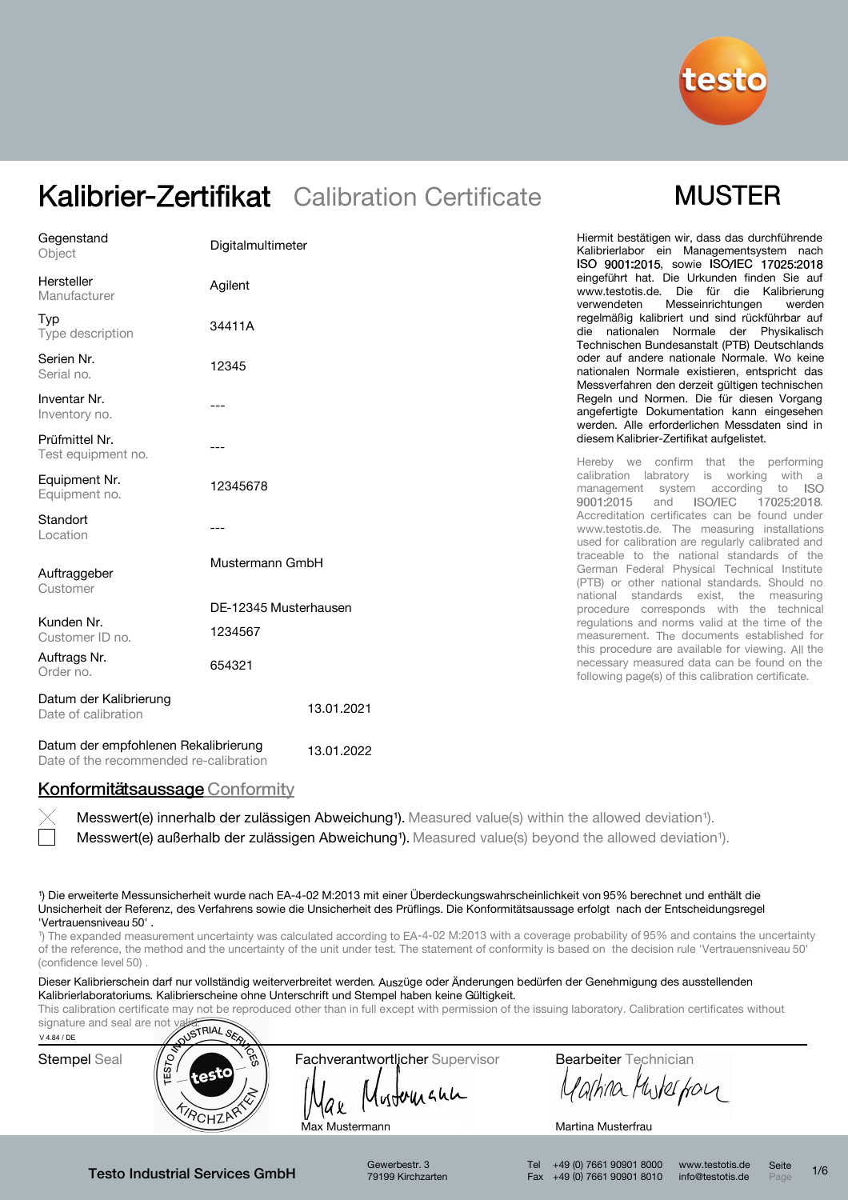# Kalibrier-Zertifikat Calibration Certificate

**MUSTER**

| | |
|---|---|
| Gegenstand Object | Digitalmultimeter |
| Hersteller Manufacturer | Agilent |
| Typ Type description | 34411A |
| Serien Nr. Serial no. | 12345 |
| Inventar Nr. Inventory no. | --- |
| Prüfmittel Nr. Test equipment no. | --- |
| Equipment Nr. Equipment no. | 12345678 |
| Standort Location | --- |
| Auftraggeber Customer | Mustermann GmbH DE-12345 Musterhausen |
| Kunden Nr. Customer ID no. | 1234567 |
| Auftrags Nr. Order no. | 654321 |
| Datum der Kalibrierung Date of calibration | 13.01.2021 |
| Datum der empfohlenen Rekalibrierung Date of the recommended re-calibration | 13.01.2022 |

Hiermit bestätigen wir, dass das durchführende Kalibrierlabor ein Managementsystem nach ISO 9001:2015, sowie ISO/IEC 17025:2018 eingeführt hat. Die Urkunden finden Sie auf www.testotis.de. Die für die Kalibrierung verwendeten Messeinrichtungen werden regelmäßig kalibriert und sind rückführbar auf die nationalen Normale der Physikalisch Technischen Bundesanstalt (PTB) Deutschlands oder auf andere nationale Normale. Wo keine nationalen Normale existieren, entspricht das Messverfahren den derzeit gültigen technischen Regeln und Normen. Die für diesen Vorgang angefertigte Dokumentation kann eingesehen werden. Alle erforderlichen Messdaten sind in diesem Kalibrier-Zertifikat aufgelistet.

Hereby we confirm that the performing calibration laboratory is working with a management system according to ISO 9001:2015 and ISO/IEC 17025:2018. Accreditation certificates can be found under www.testotis.de. The measuring installations used for calibration are regularly calibrated and traceable to the national standards of the German Federal Physical Technical Institute (PTB) or other national standards. Should no national standards exist, the measuring procedure corresponds with the technical regulations and norms valid at the time of the measurement. The documents established for this procedure are available for viewing. All the necessary measured data can be found on the following page(s) of this calibration certificate.

## Konformitätsaussage Conformity

- [x] Messwert(e) innerhalb der zulässigen Abweichung[1]. Measured value(s) within the allowed deviation[1].
- [ ] Messwert(e) außerhalb der zulässigen Abweichung[1]. Measured value(s) beyond the allowed deviation[1].

[1]) Die erweiterte Messunsicherheit wurde nach EA-4-02 M:2013 mit einer Überdeckungswahrscheinlichkeit von 95% berechnet und enthält die Unsicherheit der Referenz, des Verfahrens sowie die Unsicherheit des Prüflings. Die Konformitätsaussage erfolgt nach der Entscheidungsregel 'Vertrauensniveau 50' .

[1]) The expanded measurement uncertainty was calculated according to EA-4-02 M:2013 with a coverage probability of 95% and contains the uncertainty of the reference, the method and the uncertainty of the unit under test. The statement of conformity is based on the decision rule 'Vertrauensniveau 50' (confidence level 50) .

Dieser Kalibrierschein darf nur vollständig weiterverbreitet werden. Auszüge oder Änderungen bedürfen der Genehmigung des ausstellenden Kalibrierlaboratoriums. Kalibrierscheine ohne Unterschrift und Stempel haben keine Gültigkeit.

This calibration certificate may not be reproduced other than in full except with permission of the issuing laboratory. Calibration certificates without signature and seal are not valid.

V 4.84 / DE

| Stempel Seal | Fachverantwortlicher Supervisor | Bearbeiter Technician |
|---|---|---|
| TESTO INDUSTRIAL SERVICES testo KIRCHZARTEN | Max Mustermann | Martina Musterfrau |

Testo Industrial Services GmbH, Gewerbestr. 3, 79199 Kirchzarten, Tel +49 (0) 7661 90901 8000, Fax +49 (0) 7661 90901 8010, www.testotis.de, info@testotis.de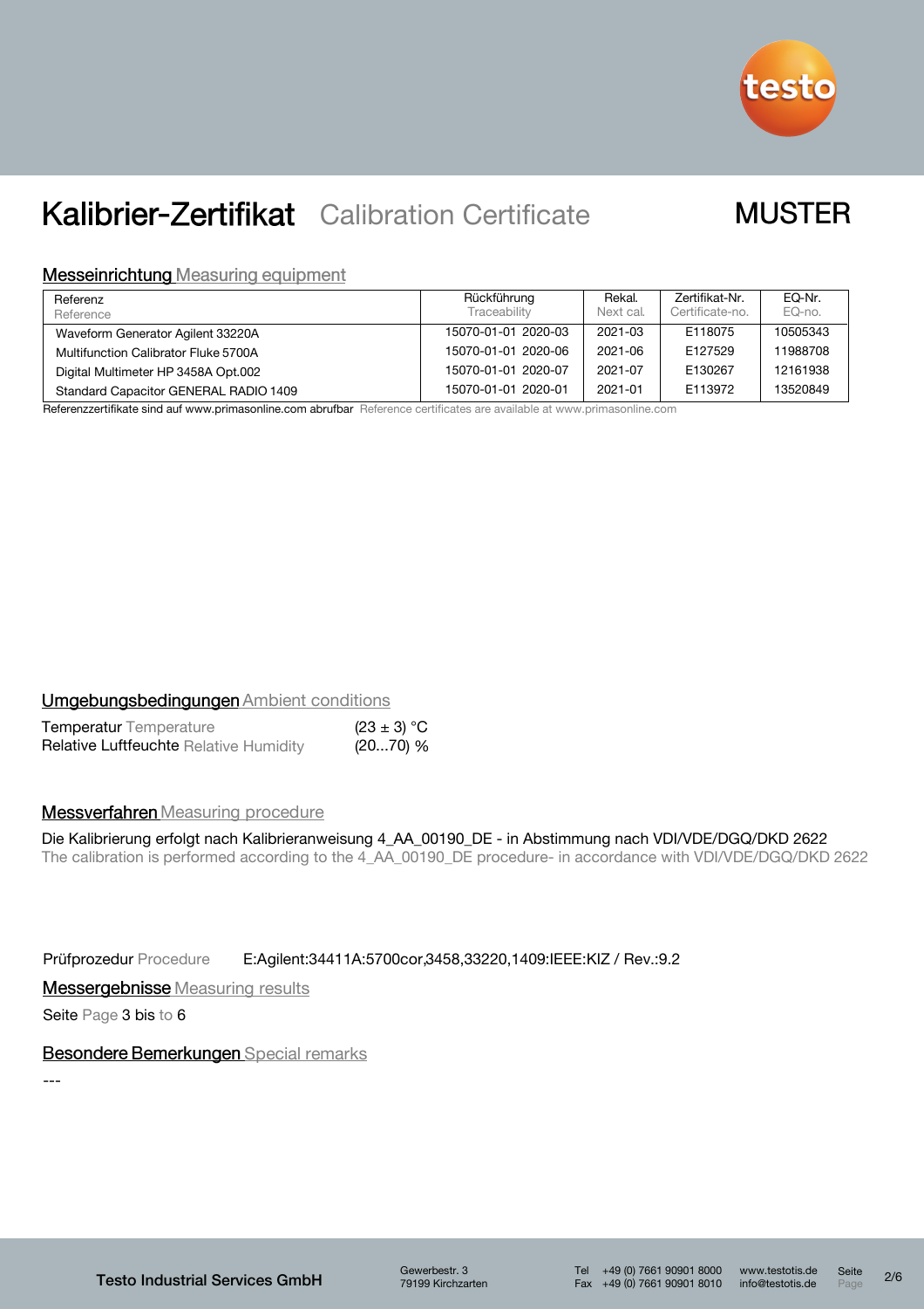# Kalibrier-Zertifikat Calibration Certificate

MUSTER

## Messeinrichtung Measuring equipment

| Referenz Reference | Rückführung Traceability | Rekal. Next cal. | Zertifikat-Nr. Certificate-no. | EQ-Nr. EQ-no. |
|---|---|---|---|---|
| Waveform Generator Agilent 33220A | 15070-01-01 2020-03 | 2021-03 | E118075 | 10505343 |
| Multifunction Calibrator Fluke 5700A | 15070-01-01 2020-06 | 2021-06 | E127529 | 11988708 |
| Digital Multimeter HP 3458A Opt.002 | 15070-01-01 2020-07 | 2021-07 | E130267 | 12161938 |
| Standard Capacitor GENERAL RADIO 1409 | 15070-01-01 2020-01 | 2021-01 | E113972 | 13520849 |

Referenzzertifikate sind auf www.primasonline.com abrufbar Reference certificates are available at www.primasonline.com

## Umgebungsbedingungen Ambient conditions

| | |
|---|---|
| Temperatur Temperature | (23 ± 3) °C |
| Relative Luftfeuchte Relative Humidity | (20...70) % |

## Messverfahren Measuring procedure

Die Kalibrierung erfolgt nach Kalibrieranweisung 4_AA_00190_DE - in Abstimmung nach VDI/VDE/DGQ/DKD 2622
The calibration is performed according to the 4_AA_00190_DE procedure- in accordance with VDI/VDE/DGQ/DKD 2622

Prüfprozedur Procedure E:Agilent:34411A:5700cor,3458,33220,1409:IEEE:KIZ / Rev.:9.2

## Messergebnisse Measuring results

Seite Page 3 bis to 6

## Besondere Bemerkungen Special remarks

---

Testo Industrial Services GmbH
Gewerbestr. 3
79199 Kirchzarten
Tel +49 (0) 7661 90901 8000
Fax +49 (0) 7661 90901 8010
www.testotis.de
info@testotis.de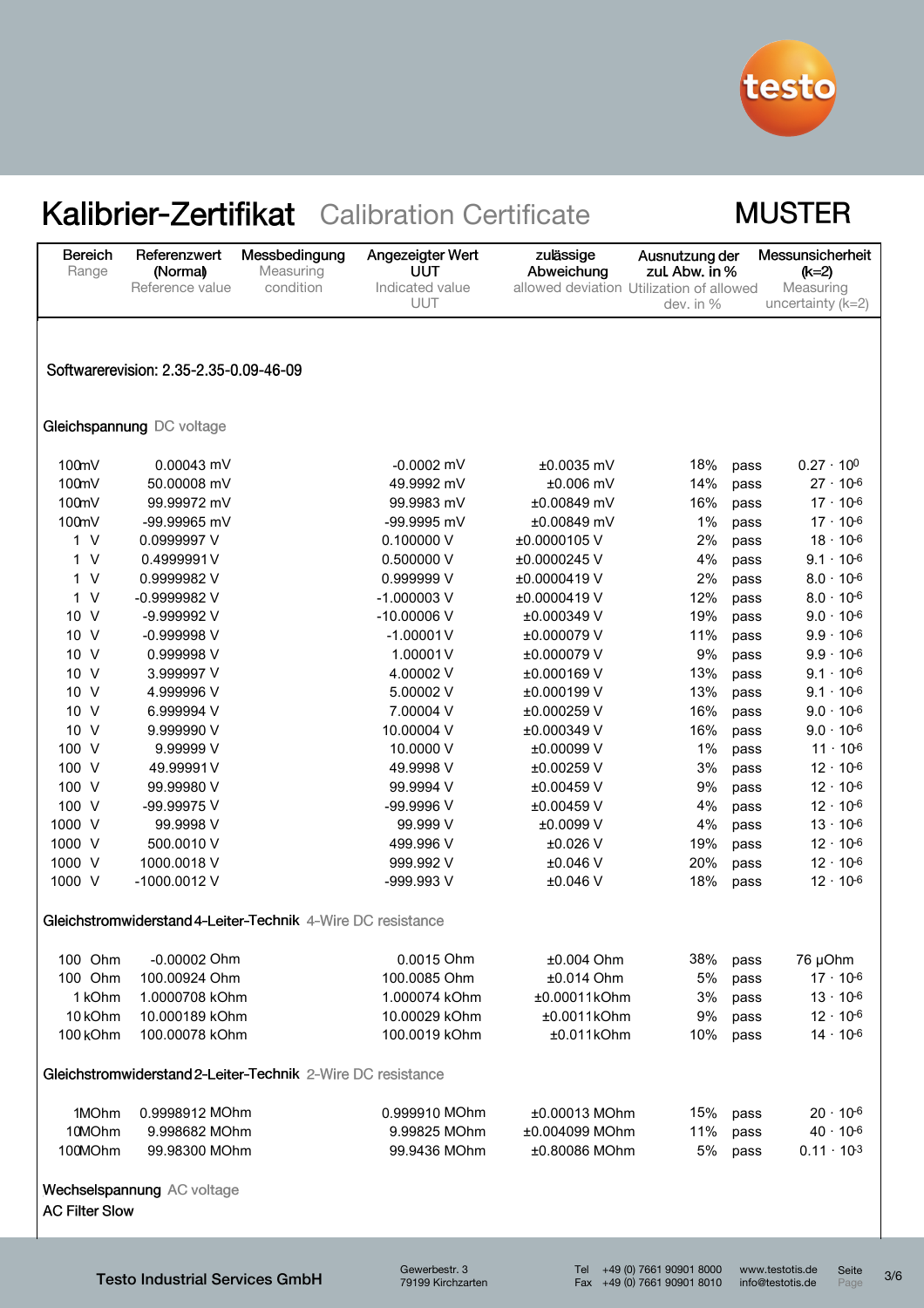# Kalibrier-Zertifikat Calibration Certificate

**MUSTER**

| Bereich<br>Range | Referenzwert (Normal)<br>Reference value | Messbedingung<br>Measuring condition | Angezeigter Wert UUT<br>Indicated value UUT | zulässige Abweichung<br>allowed deviation | Ausnutzung der zul. Abw. in %<br>Utilization of allowed dev. in % | | Messunsicherheit (k=2)<br>Measuring uncertainty (k=2) |
|---|---|---|---|---|---|---|---|

Softwarerevision: 2.35-2.35-0.09-46-09

**Gleichspannung** DC voltage

| Bereich | Referenzwert | Messbedingung | Angezeigter Wert | zulässige Abweichung | Ausnutzung | | Messunsicherheit |
|---|---|---|---|---|---|---|---|
| 100mV | 0.00043 mV | | -0.0002 mV | ±0.0035 mV | 18% | pass | $0.27 \cdot 10^{0}$ |
| 100mV | 50.00008 mV | | 49.9992 mV | ±0.006 mV | 14% | pass | $27 \cdot 10^{-6}$ |
| 100mV | 99.99972 mV | | 99.9983 mV | ±0.00849 mV | 16% | pass | $17 \cdot 10^{-6}$ |
| 100mV | -99.99965 mV | | -99.9995 mV | ±0.00849 mV | 1% | pass | $17 \cdot 10^{-6}$ |
| 1 V | 0.0999997 V | | 0.100000 V | ±0.0000105 V | 2% | pass | $18 \cdot 10^{-6}$ |
| 1 V | 0.4999991 V | | 0.500000 V | ±0.0000245 V | 4% | pass | $9.1 \cdot 10^{-6}$ |
| 1 V | 0.9999982 V | | 0.999999 V | ±0.0000419 V | 2% | pass | $8.0 \cdot 10^{-6}$ |
| 1 V | -0.9999982 V | | -1.000003 V | ±0.0000419 V | 12% | pass | $8.0 \cdot 10^{-6}$ |
| 10 V | -9.999992 V | | -10.00006 V | ±0.000349 V | 19% | pass | $9.0 \cdot 10^{-6}$ |
| 10 V | -0.999998 V | | -1.00001 V | ±0.000079 V | 11% | pass | $9.9 \cdot 10^{-6}$ |
| 10 V | 0.999998 V | | 1.00001 V | ±0.000079 V | 9% | pass | $9.9 \cdot 10^{-6}$ |
| 10 V | 3.999997 V | | 4.00002 V | ±0.000169 V | 13% | pass | $9.1 \cdot 10^{-6}$ |
| 10 V | 4.999996 V | | 5.00002 V | ±0.000199 V | 13% | pass | $9.1 \cdot 10^{-6}$ |
| 10 V | 6.999994 V | | 7.00004 V | ±0.000259 V | 16% | pass | $9.0 \cdot 10^{-6}$ |
| 10 V | 9.999990 V | | 10.00004 V | ±0.000349 V | 16% | pass | $9.0 \cdot 10^{-6}$ |
| 100 V | 9.99999 V | | 10.0000 V | ±0.00099 V | 1% | pass | $11 \cdot 10^{-6}$ |
| 100 V | 49.99991 V | | 49.9998 V | ±0.00259 V | 3% | pass | $12 \cdot 10^{-6}$ |
| 100 V | 99.99980 V | | 99.9994 V | ±0.00459 V | 9% | pass | $12 \cdot 10^{-6}$ |
| 100 V | -99.99975 V | | -99.9996 V | ±0.00459 V | 4% | pass | $12 \cdot 10^{-6}$ |
| 1000 V | 99.9998 V | | 99.999 V | ±0.0099 V | 4% | pass | $13 \cdot 10^{-6}$ |
| 1000 V | 500.0010 V | | 499.996 V | ±0.026 V | 19% | pass | $12 \cdot 10^{-6}$ |
| 1000 V | 1000.0018 V | | 999.992 V | ±0.046 V | 20% | pass | $12 \cdot 10^{-6}$ |
| 1000 V | -1000.0012 V | | -999.993 V | ±0.046 V | 18% | pass | $12 \cdot 10^{-6}$ |

**Gleichstromwiderstand 4-Leiter-Technik** 4-Wire DC resistance

| Bereich | Referenzwert | Messbedingung | Angezeigter Wert | zulässige Abweichung | Ausnutzung | | Messunsicherheit |
|---|---|---|---|---|---|---|---|
| 100 Ohm | -0.00002 Ohm | | 0.0015 Ohm | ±0.004 Ohm | 38% | pass | 76 µOhm |
| 100 Ohm | 100.00924 Ohm | | 100.0085 Ohm | ±0.014 Ohm | 5% | pass | $17 \cdot 10^{-6}$ |
| 1 kOhm | 1.0000708 kOhm | | 1.000074 kOhm | ±0.00011kOhm | 3% | pass | $13 \cdot 10^{-6}$ |
| 10 kOhm | 10.000189 kOhm | | 10.00029 kOhm | ±0.0011kOhm | 9% | pass | $12 \cdot 10^{-6}$ |
| 100 kOhm | 100.00078 kOhm | | 100.0019 kOhm | ±0.011kOhm | 10% | pass | $14 \cdot 10^{-6}$ |

**Gleichstromwiderstand 2-Leiter-Technik** 2-Wire DC resistance

| Bereich | Referenzwert | Messbedingung | Angezeigter Wert | zulässige Abweichung | Ausnutzung | | Messunsicherheit |
|---|---|---|---|---|---|---|---|
| 1MOhm | 0.9998912 MOhm | | 0.999910 MOhm | ±0.00013 MOhm | 15% | pass | $20 \cdot 10^{-6}$ |
| 10MOhm | 9.998682 MOhm | | 9.99825 MOhm | ±0.004099 MOhm | 11% | pass | $40 \cdot 10^{-6}$ |
| 100MOhm | 99.98300 MOhm | | 99.9436 MOhm | ±0.80086 MOhm | 5% | pass | $0.11 \cdot 10^{-3}$ |

**Wechselspannung** AC voltage

AC Filter Slow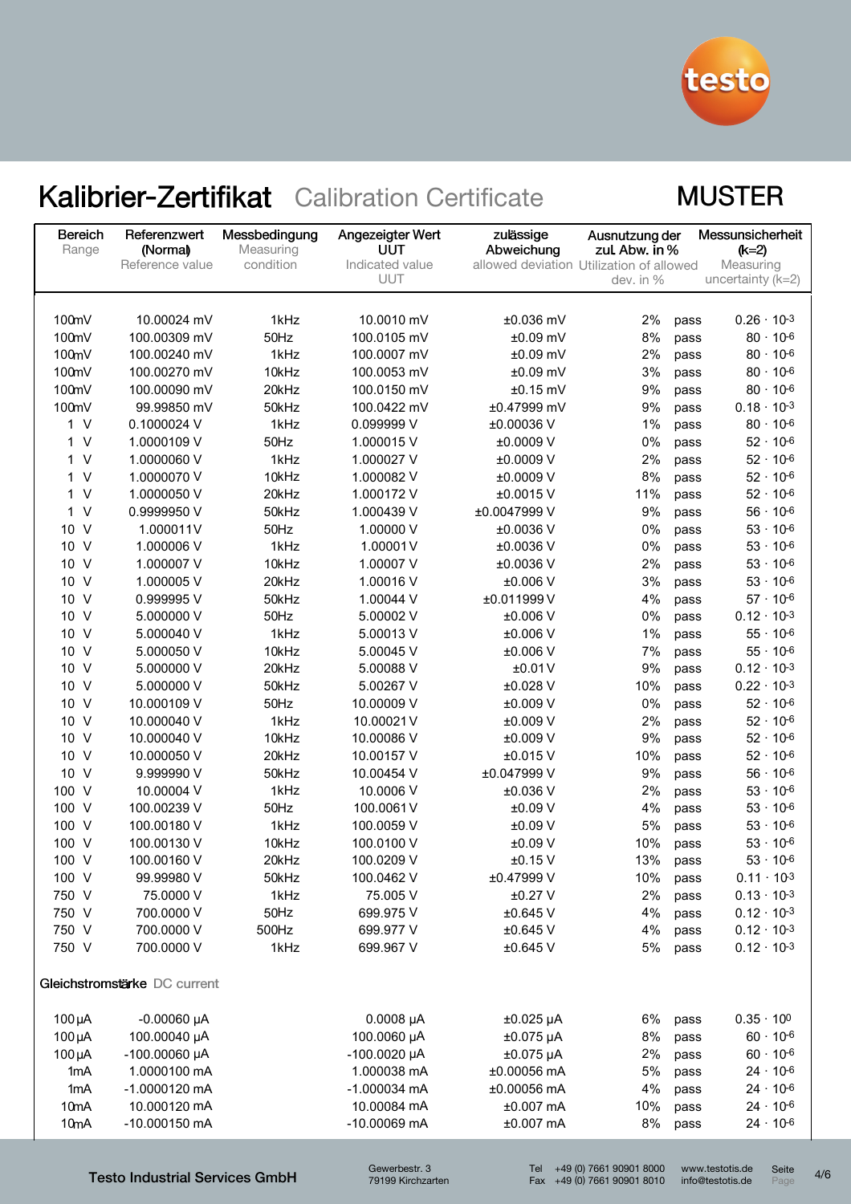# Kalibrier-Zertifikat Calibration Certificate

**MUSTER**

| Bereich Range | Referenzwert (Normal) Reference value | Messbedingung Measuring condition | Angezeigter Wert UUT Indicated value UUT | zulässige Abweichung allowed deviation | Ausnutzung der zul. Abw. in % Utilization of allowed dev. in % | | Messunsicherheit (k=2) Measuring uncertainty (k=2) |
|---|---|---|---|---|---|---|---|
| 100mV | 10.00024 mV | 1kHz | 10.0010 mV | ±0.036 mV | 2% | pass | $0.26 \cdot 10^{-3}$ |
| 100mV | 100.00309 mV | 50Hz | 100.0105 mV | ±0.09 mV | 8% | pass | $80 \cdot 10^{-6}$ |
| 100mV | 100.00240 mV | 1kHz | 100.0007 mV | ±0.09 mV | 2% | pass | $80 \cdot 10^{-6}$ |
| 100mV | 100.00270 mV | 10kHz | 100.0053 mV | ±0.09 mV | 3% | pass | $80 \cdot 10^{-6}$ |
| 100mV | 100.00090 mV | 20kHz | 100.0150 mV | ±0.15 mV | 9% | pass | $80 \cdot 10^{-6}$ |
| 100mV | 99.99850 mV | 50kHz | 100.0422 mV | ±0.47999 mV | 9% | pass | $0.18 \cdot 10^{-3}$ |
| 1 V | 0.1000024 V | 1kHz | 0.099999 V | ±0.00036 V | 1% | pass | $80 \cdot 10^{-6}$ |
| 1 V | 1.0000109 V | 50Hz | 1.000015 V | ±0.0009 V | 0% | pass | $52 \cdot 10^{-6}$ |
| 1 V | 1.0000060 V | 1kHz | 1.000027 V | ±0.0009 V | 2% | pass | $52 \cdot 10^{-6}$ |
| 1 V | 1.0000070 V | 10kHz | 1.000082 V | ±0.0009 V | 8% | pass | $52 \cdot 10^{-6}$ |
| 1 V | 1.0000050 V | 20kHz | 1.000172 V | ±0.0015 V | 11% | pass | $52 \cdot 10^{-6}$ |
| 1 V | 0.9999950 V | 50kHz | 1.000439 V | ±0.0047999 V | 9% | pass | $56 \cdot 10^{-6}$ |
| 10 V | 1.000011V | 50Hz | 1.00000 V | ±0.0036 V | 0% | pass | $53 \cdot 10^{-6}$ |
| 10 V | 1.000006 V | 1kHz | 1.00001 V | ±0.0036 V | 0% | pass | $53 \cdot 10^{-6}$ |
| 10 V | 1.000007 V | 10kHz | 1.00007 V | ±0.0036 V | 2% | pass | $53 \cdot 10^{-6}$ |
| 10 V | 1.000005 V | 20kHz | 1.00016 V | ±0.006 V | 3% | pass | $53 \cdot 10^{-6}$ |
| 10 V | 0.999995 V | 50kHz | 1.00044 V | ±0.011999 V | 4% | pass | $57 \cdot 10^{-6}$ |
| 10 V | 5.000000 V | 50Hz | 5.00002 V | ±0.006 V | 0% | pass | $0.12 \cdot 10^{-3}$ |
| 10 V | 5.000040 V | 1kHz | 5.00013 V | ±0.006 V | 1% | pass | $55 \cdot 10^{-6}$ |
| 10 V | 5.000050 V | 10kHz | 5.00045 V | ±0.006 V | 7% | pass | $55 \cdot 10^{-6}$ |
| 10 V | 5.000000 V | 20kHz | 5.00088 V | ±0.01 V | 9% | pass | $0.12 \cdot 10^{-3}$ |
| 10 V | 5.000000 V | 50kHz | 5.00267 V | ±0.028 V | 10% | pass | $0.22 \cdot 10^{-3}$ |
| 10 V | 10.000109 V | 50Hz | 10.00009 V | ±0.009 V | 0% | pass | $52 \cdot 10^{-6}$ |
| 10 V | 10.000040 V | 1kHz | 10.00021 V | ±0.009 V | 2% | pass | $52 \cdot 10^{-6}$ |
| 10 V | 10.000040 V | 10kHz | 10.00086 V | ±0.009 V | 9% | pass | $52 \cdot 10^{-6}$ |
| 10 V | 10.000050 V | 20kHz | 10.00157 V | ±0.015 V | 10% | pass | $52 \cdot 10^{-6}$ |
| 10 V | 9.999990 V | 50kHz | 10.00454 V | ±0.047999 V | 9% | pass | $56 \cdot 10^{-6}$ |
| 100 V | 10.00004 V | 1kHz | 10.0006 V | ±0.036 V | 2% | pass | $53 \cdot 10^{-6}$ |
| 100 V | 100.00239 V | 50Hz | 100.0061 V | ±0.09 V | 4% | pass | $53 \cdot 10^{-6}$ |
| 100 V | 100.00180 V | 1kHz | 100.0059 V | ±0.09 V | 5% | pass | $53 \cdot 10^{-6}$ |
| 100 V | 100.00130 V | 10kHz | 100.0100 V | ±0.09 V | 10% | pass | $53 \cdot 10^{-6}$ |
| 100 V | 100.00160 V | 20kHz | 100.0209 V | ±0.15 V | 13% | pass | $53 \cdot 10^{-6}$ |
| 100 V | 99.99980 V | 50kHz | 100.0462 V | ±0.47999 V | 10% | pass | $0.11 \cdot 10^{-3}$ |
| 750 V | 75.0000 V | 1kHz | 75.005 V | ±0.27 V | 2% | pass | $0.13 \cdot 10^{-3}$ |
| 750 V | 700.0000 V | 50Hz | 699.975 V | ±0.645 V | 4% | pass | $0.12 \cdot 10^{-3}$ |
| 750 V | 700.0000 V | 500Hz | 699.977 V | ±0.645 V | 4% | pass | $0.12 \cdot 10^{-3}$ |
| 750 V | 700.0000 V | 1kHz | 699.967 V | ±0.645 V | 5% | pass | $0.12 \cdot 10^{-3}$ |

**Gleichstromstärke** DC current

| Bereich Range | Referenzwert (Normal) Reference value | Messbedingung Measuring condition | Angezeigter Wert UUT Indicated value UUT | zulässige Abweichung allowed deviation | Ausnutzung der zul. Abw. in % Utilization of allowed dev. in % | | Messunsicherheit (k=2) Measuring uncertainty (k=2) |
|---|---|---|---|---|---|---|---|
| 100 µA | -0.00060 µA | | 0.0008 µA | ±0.025 µA | 6% | pass | $0.35 \cdot 10^{0}$ |
| 100 µA | 100.00040 µA | | 100.0060 µA | ±0.075 µA | 8% | pass | $60 \cdot 10^{-6}$ |
| 100 µA | -100.00060 µA | | -100.0020 µA | ±0.075 µA | 2% | pass | $60 \cdot 10^{-6}$ |
| 1mA | 1.0000100 mA | | 1.000038 mA | ±0.00056 mA | 5% | pass | $24 \cdot 10^{-6}$ |
| 1mA | -1.0000120 mA | | -1.000034 mA | ±0.00056 mA | 4% | pass | $24 \cdot 10^{-6}$ |
| 10mA | 10.000120 mA | | 10.00084 mA | ±0.007 mA | 10% | pass | $24 \cdot 10^{-6}$ |
| 10mA | -10.000150 mA | | -10.00069 mA | ±0.007 mA | 8% | pass | $24 \cdot 10^{-6}$ |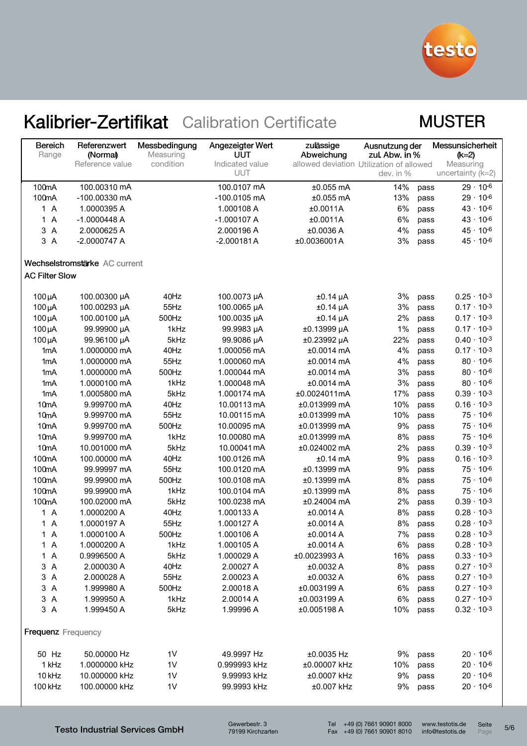# Kalibrier-Zertifikat Calibration Certificate

MUSTER

| Bereich<br>Range | Referenzwert (Normal)<br>Reference value | Messbedingung<br>Measuring condition | Angezeigter Wert UUT<br>Indicated value UUT | zulässige Abweichung<br>allowed deviation | Ausnutzung der zul. Abw. in %<br>Utilization of allowed dev. in % | | Messunsicherheit (k=2)<br>Measuring uncertainty (k=2) |
|---|---|---|---|---|---|---|---|
| 100mA | 100.00310 mA | | 100.0107 mA | ±0.055 mA | 14% | pass | $29 \cdot 10^{-6}$ |
| 100mA | -100.00330 mA | | -100.0105 mA | ±0.055 mA | 13% | pass | $29 \cdot 10^{-6}$ |
| 1 A | 1.0000395 A | | 1.000108 A | ±0.0011A | 6% | pass | $43 \cdot 10^{-6}$ |
| 1 A | -1.0000448 A | | -1.000107 A | ±0.0011A | 6% | pass | $43 \cdot 10^{-6}$ |
| 3 A | 2.0000625 A | | 2.000196 A | ±0.0036 A | 4% | pass | $45 \cdot 10^{-6}$ |
| 3 A | -2.0000747 A | | -2.000181 A | ±0.0036001 A | 3% | pass | $45 \cdot 10^{-6}$ |

**Wechselstromstärke** AC current

**AC Filter Slow**

| Bereich<br>Range | Referenzwert (Normal)<br>Reference value | Messbedingung<br>Measuring condition | Angezeigter Wert UUT<br>Indicated value UUT | zulässige Abweichung<br>allowed deviation | Ausnutzung der zul. Abw. in %<br>Utilization of allowed dev. in % | | Messunsicherheit (k=2)<br>Measuring uncertainty (k=2) |
|---|---|---|---|---|---|---|---|
| 100µA | 100.00300 µA | 40Hz | 100.0073 µA | ±0.14 µA | 3% | pass | $0.25 \cdot 10^{-3}$ |
| 100µA | 100.00293 µA | 55Hz | 100.0065 µA | ±0.14 µA | 3% | pass | $0.17 \cdot 10^{-3}$ |
| 100µA | 100.00100 µA | 500Hz | 100.0035 µA | ±0.14 µA | 2% | pass | $0.17 \cdot 10^{-3}$ |
| 100µA | 99.99900 µA | 1kHz | 99.9983 µA | ±0.13999 µA | 1% | pass | $0.17 \cdot 10^{-3}$ |
| 100µA | 99.96100 µA | 5kHz | 99.9086 µA | ±0.23992 µA | 22% | pass | $0.40 \cdot 10^{-3}$ |
| 1mA | 1.0000000 mA | 40Hz | 1.000056 mA | ±0.0014 mA | 4% | pass | $0.17 \cdot 10^{-3}$ |
| 1mA | 1.0000000 mA | 55Hz | 1.000060 mA | ±0.0014 mA | 4% | pass | $80 \cdot 10^{-6}$ |
| 1mA | 1.0000000 mA | 500Hz | 1.000044 mA | ±0.0014 mA | 3% | pass | $80 \cdot 10^{-6}$ |
| 1mA | 1.0000100 mA | 1kHz | 1.000048 mA | ±0.0014 mA | 3% | pass | $80 \cdot 10^{-6}$ |
| 1mA | 1.0005800 mA | 5kHz | 1.000174 mA | ±0.0024011mA | 17% | pass | $0.39 \cdot 10^{-3}$ |
| 10mA | 9.999700 mA | 40Hz | 10.00113 mA | ±0.013999 mA | 10% | pass | $0.16 \cdot 10^{-3}$ |
| 10mA | 9.999700 mA | 55Hz | 10.00115 mA | ±0.013999 mA | 10% | pass | $75 \cdot 10^{-6}$ |
| 10mA | 9.999700 mA | 500Hz | 10.00095 mA | ±0.013999 mA | 9% | pass | $75 \cdot 10^{-6}$ |
| 10mA | 9.999700 mA | 1kHz | 10.00080 mA | ±0.013999 mA | 8% | pass | $75 \cdot 10^{-6}$ |
| 10mA | 10.001000 mA | 5kHz | 10.00041 mA | ±0.024002 mA | 2% | pass | $0.39 \cdot 10^{-3}$ |
| 100mA | 100.00000 mA | 40Hz | 100.0126 mA | ±0.14 mA | 9% | pass | $0.16 \cdot 10^{-3}$ |
| 100mA | 99.99997 mA | 55Hz | 100.0120 mA | ±0.13999 mA | 9% | pass | $75 \cdot 10^{-6}$ |
| 100mA | 99.99900 mA | 500Hz | 100.0108 mA | ±0.13999 mA | 8% | pass | $75 \cdot 10^{-6}$ |
| 100mA | 99.99900 mA | 1kHz | 100.0104 mA | ±0.13999 mA | 8% | pass | $75 \cdot 10^{-6}$ |
| 100mA | 100.02000 mA | 5kHz | 100.0238 mA | ±0.24004 mA | 2% | pass | $0.39 \cdot 10^{-3}$ |
| 1 A | 1.0000200 A | 40Hz | 1.000133 A | ±0.0014 A | 8% | pass | $0.28 \cdot 10^{-3}$ |
| 1 A | 1.0000197 A | 55Hz | 1.000127 A | ±0.0014 A | 8% | pass | $0.28 \cdot 10^{-3}$ |
| 1 A | 1.0000100 A | 500Hz | 1.000106 A | ±0.0014 A | 7% | pass | $0.28 \cdot 10^{-3}$ |
| 1 A | 1.0000200 A | 1kHz | 1.000105 A | ±0.0014 A | 6% | pass | $0.28 \cdot 10^{-3}$ |
| 1 A | 0.9996500 A | 5kHz | 1.000029 A | ±0.0023993 A | 16% | pass | $0.33 \cdot 10^{-3}$ |
| 3 A | 2.000030 A | 40Hz | 2.00027 A | ±0.0032 A | 8% | pass | $0.27 \cdot 10^{-3}$ |
| 3 A | 2.000028 A | 55Hz | 2.00023 A | ±0.0032 A | 6% | pass | $0.27 \cdot 10^{-3}$ |
| 3 A | 1.999980 A | 500Hz | 2.00018 A | ±0.003199 A | 6% | pass | $0.27 \cdot 10^{-3}$ |
| 3 A | 1.999950 A | 1kHz | 2.00014 A | ±0.003199 A | 6% | pass | $0.27 \cdot 10^{-3}$ |
| 3 A | 1.999450 A | 5kHz | 1.99996 A | ±0.005198 A | 10% | pass | $0.32 \cdot 10^{-3}$ |

**Frequenz** Frequency

| Bereich<br>Range | Referenzwert (Normal)<br>Reference value | Messbedingung<br>Measuring condition | Angezeigter Wert UUT<br>Indicated value UUT | zulässige Abweichung<br>allowed deviation | Ausnutzung der zul. Abw. in %<br>Utilization of allowed dev. in % | | Messunsicherheit (k=2)<br>Measuring uncertainty (k=2) |
|---|---|---|---|---|---|---|---|
| 50 Hz | 50.00000 Hz | 1V | 49.9997 Hz | ±0.0035 Hz | 9% | pass | $20 \cdot 10^{-6}$ |
| 1 kHz | 1.0000000 kHz | 1V | 0.999993 kHz | ±0.00007 kHz | 10% | pass | $20 \cdot 10^{-6}$ |
| 10 kHz | 10.000000 kHz | 1V | 9.99993 kHz | ±0.0007 kHz | 9% | pass | $20 \cdot 10^{-6}$ |
| 100 kHz | 100.00000 kHz | 1V | 99.9993 kHz | ±0.007 kHz | 9% | pass | $20 \cdot 10^{-6}$ |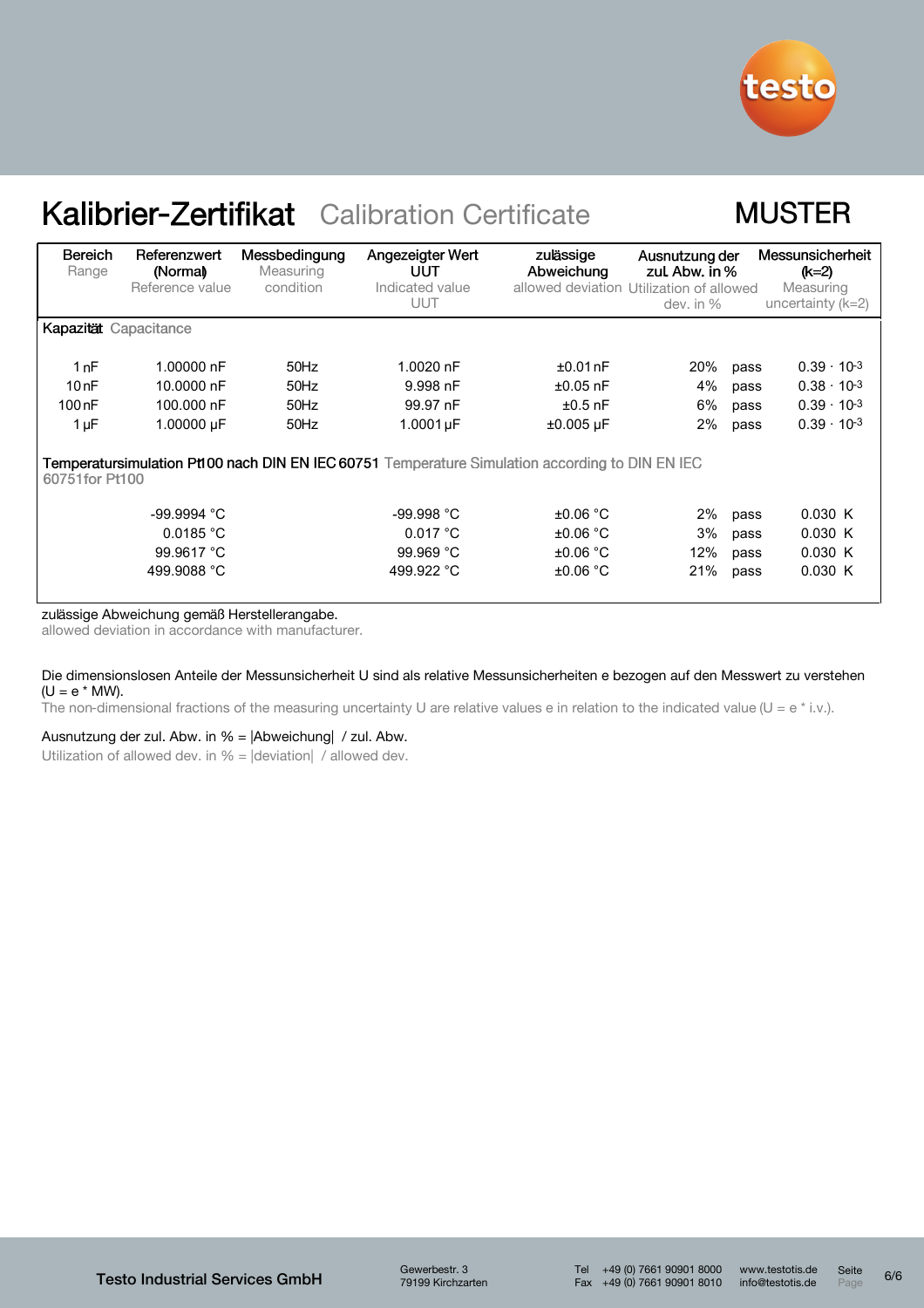# Kalibrier-Zertifikat Calibration Certificate

MUSTER

| Bereich Range | Referenzwert (Normal) Reference value | Messbedingung Measuring condition | Angezeigter Wert UUT Indicated value UUT | zulässige Abweichung allowed deviation | Ausnutzung der zul. Abw. in % Utilization of allowed dev. in % | | Messunsicherheit (k=2) Measuring uncertainty (k=2) |
|---|---|---|---|---|---|---|---|
| **Kapazität** Capacitance | | | | | | | |
| 1 nF | 1.00000 nF | 50Hz | 1.0020 nF | ±0.01 nF | 20% | pass | $0.39 \cdot 10^{-3}$ |
| 10 nF | 10.0000 nF | 50Hz | 9.998 nF | ±0.05 nF | 4% | pass | $0.38 \cdot 10^{-3}$ |
| 100 nF | 100.000 nF | 50Hz | 99.97 nF | ±0.5 nF | 6% | pass | $0.39 \cdot 10^{-3}$ |
| 1 µF | 1.00000 µF | 50Hz | 1.0001 µF | ±0.005 µF | 2% | pass | $0.39 \cdot 10^{-3}$ |
| **Temperatursimulation Pt100 nach DIN EN IEC 60751** Temperature Simulation according to DIN EN IEC 60751for Pt100 | | | | | | | |
| | -99.9994 °C | | -99.998 °C | ±0.06 °C | 2% | pass | 0.030 K |
| | 0.0185 °C | | 0.017 °C | ±0.06 °C | 3% | pass | 0.030 K |
| | 99.9617 °C | | 99.969 °C | ±0.06 °C | 12% | pass | 0.030 K |
| | 499.9088 °C | | 499.922 °C | ±0.06 °C | 21% | pass | 0.030 K |

zulässige Abweichung gemäß Herstellerangabe.
allowed deviation in accordance with manufacturer.

Die dimensionslosen Anteile der Messunsicherheit U sind als relative Messunsicherheiten e bezogen auf den Messwert zu verstehen (U = e * MW).
The non-dimensional fractions of the measuring uncertainty U are relative values e in relation to the indicated value (U = e * i.v.).

Ausnutzung der zul. Abw. in % = |Abweichung| / zul. Abw.
Utilization of allowed dev. in % = |deviation| / allowed dev.

Testo Industrial Services GmbH | Gewerbestr. 3, 79199 Kirchzarten | Tel +49 (0) 7661 90901 8000 | Fax +49 (0) 7661 90901 8010 | www.testotis.de | info@testotis.de